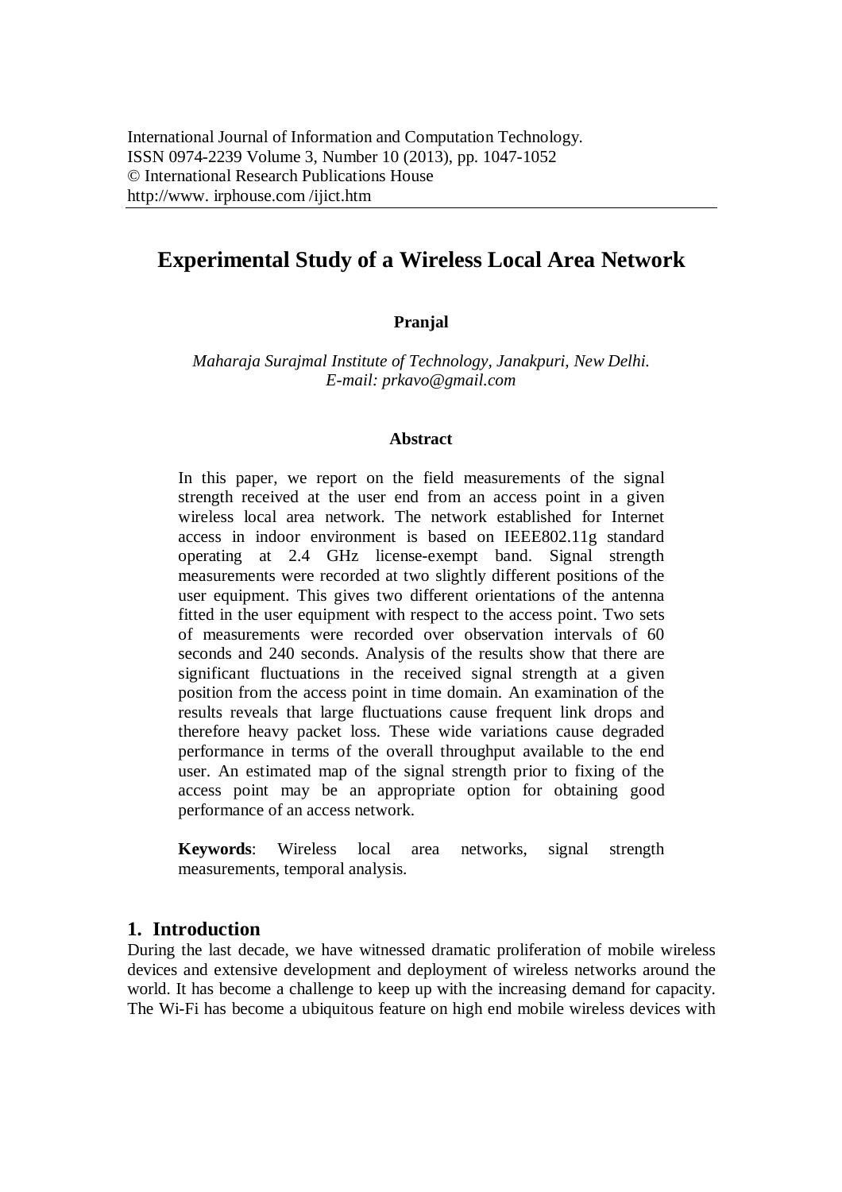International Journal of Information and Computation Technology.
ISSN 0974-2239 Volume 3, Number 10 (2013), pp. 1047-1052
© International Research Publications House
http://www. irphouse.com /ijict.htm

# Experimental Study of a Wireless Local Area Network

**Pranjal**

*Maharaja Surajmal Institute of Technology, Janakpuri, New Delhi.*
*E-mail: prkavo@gmail.com*

### Abstract

In this paper, we report on the field measurements of the signal strength received at the user end from an access point in a given wireless local area network. The network established for Internet access in indoor environment is based on IEEE802.11g standard operating at 2.4 GHz license-exempt band. Signal strength measurements were recorded at two slightly different positions of the user equipment. This gives two different orientations of the antenna fitted in the user equipment with respect to the access point. Two sets of measurements were recorded over observation intervals of 60 seconds and 240 seconds. Analysis of the results show that there are significant fluctuations in the received signal strength at a given position from the access point in time domain. An examination of the results reveals that large fluctuations cause frequent link drops and therefore heavy packet loss. These wide variations cause degraded performance in terms of the overall throughput available to the end user. An estimated map of the signal strength prior to fixing of the access point may be an appropriate option for obtaining good performance of an access network.

**Keywords**: Wireless local area networks, signal strength measurements, temporal analysis.

## 1. Introduction

During the last decade, we have witnessed dramatic proliferation of mobile wireless devices and extensive development and deployment of wireless networks around the world. It has become a challenge to keep up with the increasing demand for capacity. The Wi-Fi has become a ubiquitous feature on high end mobile wireless devices with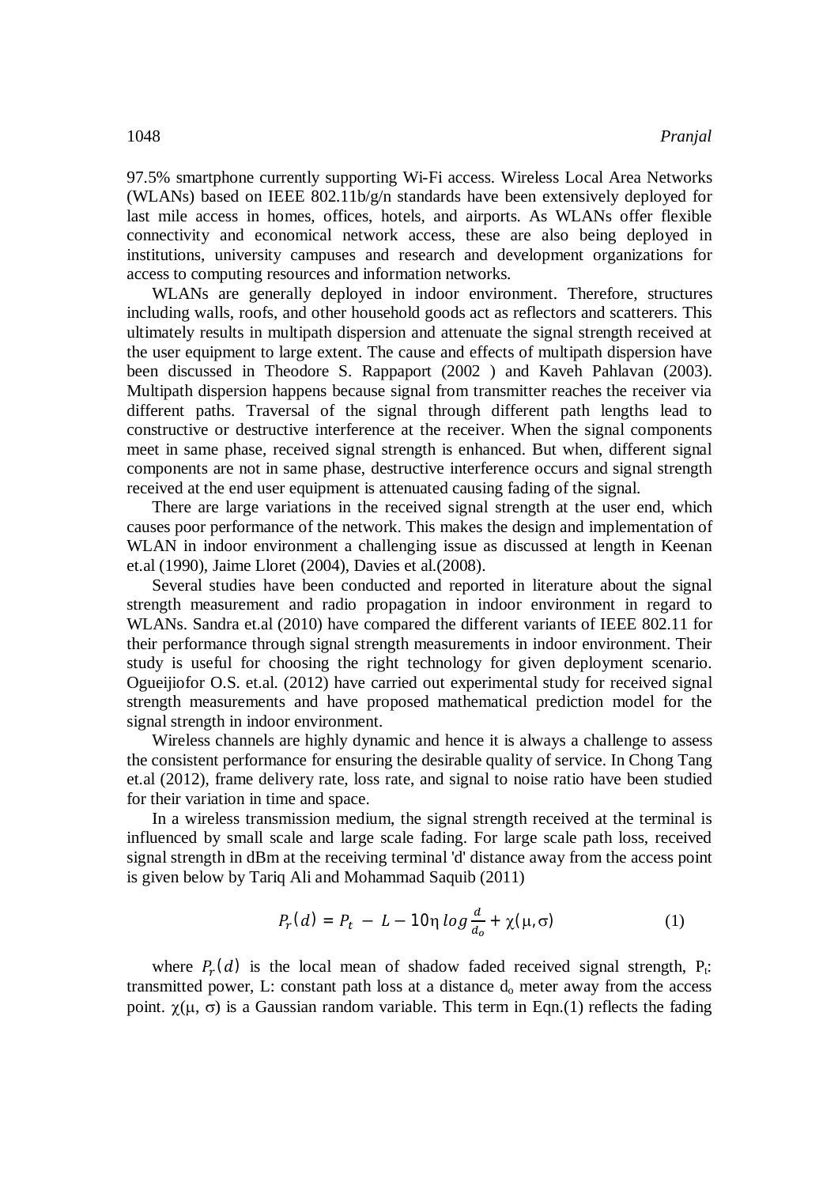97.5% smartphone currently supporting Wi-Fi access. Wireless Local Area Networks (WLANs) based on IEEE 802.11b/g/n standards have been extensively deployed for last mile access in homes, offices, hotels, and airports. As WLANs offer flexible connectivity and economical network access, these are also being deployed in institutions, university campuses and research and development organizations for access to computing resources and information networks.

WLANs are generally deployed in indoor environment. Therefore, structures including walls, roofs, and other household goods act as reflectors and scatterers. This ultimately results in multipath dispersion and attenuate the signal strength received at the user equipment to large extent. The cause and effects of multipath dispersion have been discussed in Theodore S. Rappaport (2002 ) and Kaveh Pahlavan (2003). Multipath dispersion happens because signal from transmitter reaches the receiver via different paths. Traversal of the signal through different path lengths lead to constructive or destructive interference at the receiver. When the signal components meet in same phase, received signal strength is enhanced. But when, different signal components are not in same phase, destructive interference occurs and signal strength received at the end user equipment is attenuated causing fading of the signal.

There are large variations in the received signal strength at the user end, which causes poor performance of the network. This makes the design and implementation of WLAN in indoor environment a challenging issue as discussed at length in Keenan et.al (1990), Jaime Lloret (2004), Davies et al.(2008).

Several studies have been conducted and reported in literature about the signal strength measurement and radio propagation in indoor environment in regard to WLANs. Sandra et.al (2010) have compared the different variants of IEEE 802.11 for their performance through signal strength measurements in indoor environment. Their study is useful for choosing the right technology for given deployment scenario. Ogueijiofor O.S. et.al. (2012) have carried out experimental study for received signal strength measurements and have proposed mathematical prediction model for the signal strength in indoor environment.

Wireless channels are highly dynamic and hence it is always a challenge to assess the consistent performance for ensuring the desirable quality of service. In Chong Tang et.al (2012), frame delivery rate, loss rate, and signal to noise ratio have been studied for their variation in time and space.

In a wireless transmission medium, the signal strength received at the terminal is influenced by small scale and large scale fading. For large scale path loss, received signal strength in dBm at the receiving terminal 'd' distance away from the access point is given below by Tariq Ali and Mohammad Saquib (2011)

$$P_r(d) = P_t - L - 10\eta \log \frac{d}{d_o} + \chi(\mu, \sigma) \tag{1}$$

where $P_r(d)$ is the local mean of shadow faded received signal strength, $P_t$: transmitted power, L: constant path loss at a distance $d_o$ meter away from the access point. $\chi(\mu, \sigma)$ is a Gaussian random variable. This term in Eqn.(1) reflects the fading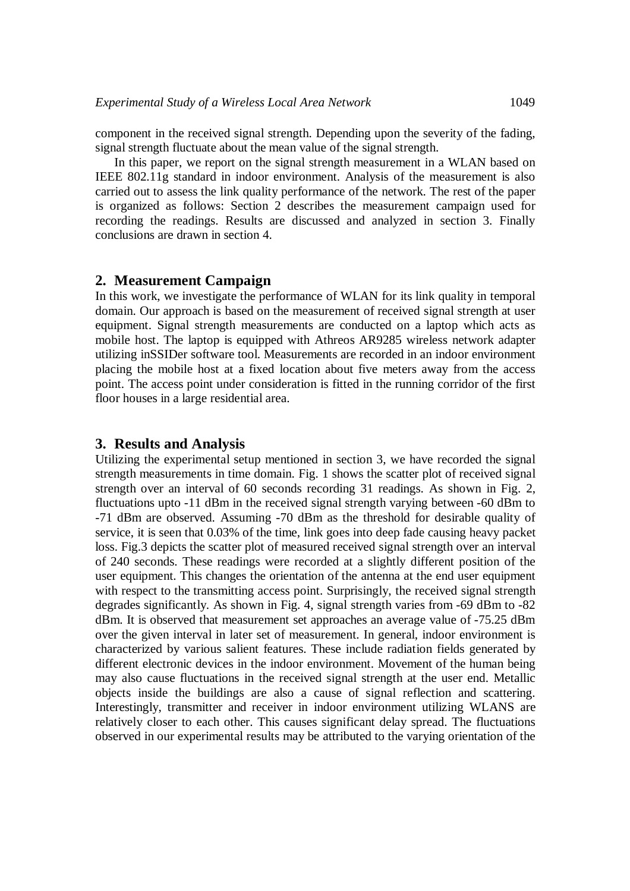component in the received signal strength. Depending upon the severity of the fading, signal strength fluctuate about the mean value of the signal strength.

In this paper, we report on the signal strength measurement in a WLAN based on IEEE 802.11g standard in indoor environment. Analysis of the measurement is also carried out to assess the link quality performance of the network. The rest of the paper is organized as follows: Section 2 describes the measurement campaign used for recording the readings. Results are discussed and analyzed in section 3. Finally conclusions are drawn in section 4.

## 2. Measurement Campaign

In this work, we investigate the performance of WLAN for its link quality in temporal domain. Our approach is based on the measurement of received signal strength at user equipment. Signal strength measurements are conducted on a laptop which acts as mobile host. The laptop is equipped with Athreos AR9285 wireless network adapter utilizing inSSIDer software tool. Measurements are recorded in an indoor environment placing the mobile host at a fixed location about five meters away from the access point. The access point under consideration is fitted in the running corridor of the first floor houses in a large residential area.

## 3. Results and Analysis

Utilizing the experimental setup mentioned in section 3, we have recorded the signal strength measurements in time domain. Fig. 1 shows the scatter plot of received signal strength over an interval of 60 seconds recording 31 readings. As shown in Fig. 2, fluctuations upto -11 dBm in the received signal strength varying between -60 dBm to -71 dBm are observed. Assuming -70 dBm as the threshold for desirable quality of service, it is seen that 0.03% of the time, link goes into deep fade causing heavy packet loss. Fig.3 depicts the scatter plot of measured received signal strength over an interval of 240 seconds. These readings were recorded at a slightly different position of the user equipment. This changes the orientation of the antenna at the end user equipment with respect to the transmitting access point. Surprisingly, the received signal strength degrades significantly. As shown in Fig. 4, signal strength varies from -69 dBm to -82 dBm. It is observed that measurement set approaches an average value of -75.25 dBm over the given interval in later set of measurement. In general, indoor environment is characterized by various salient features. These include radiation fields generated by different electronic devices in the indoor environment. Movement of the human being may also cause fluctuations in the received signal strength at the user end. Metallic objects inside the buildings are also a cause of signal reflection and scattering. Interestingly, transmitter and receiver in indoor environment utilizing WLANS are relatively closer to each other. This causes significant delay spread. The fluctuations observed in our experimental results may be attributed to the varying orientation of the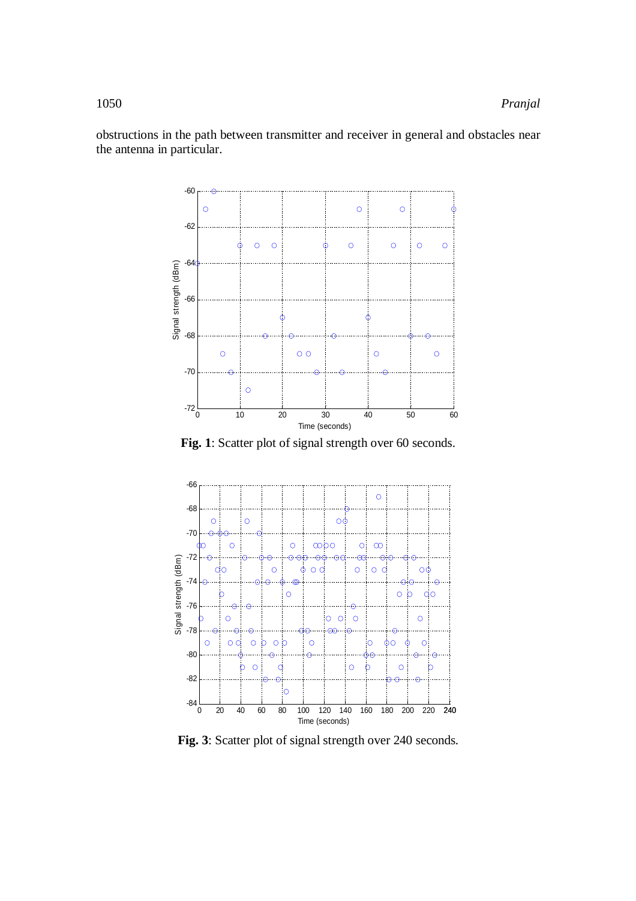obstructions in the path between transmitter and receiver in general and obstacles near the antenna in particular.

**Fig. 1**: Scatter plot of signal strength over 60 seconds.

**Fig. 3**: Scatter plot of signal strength over 240 seconds.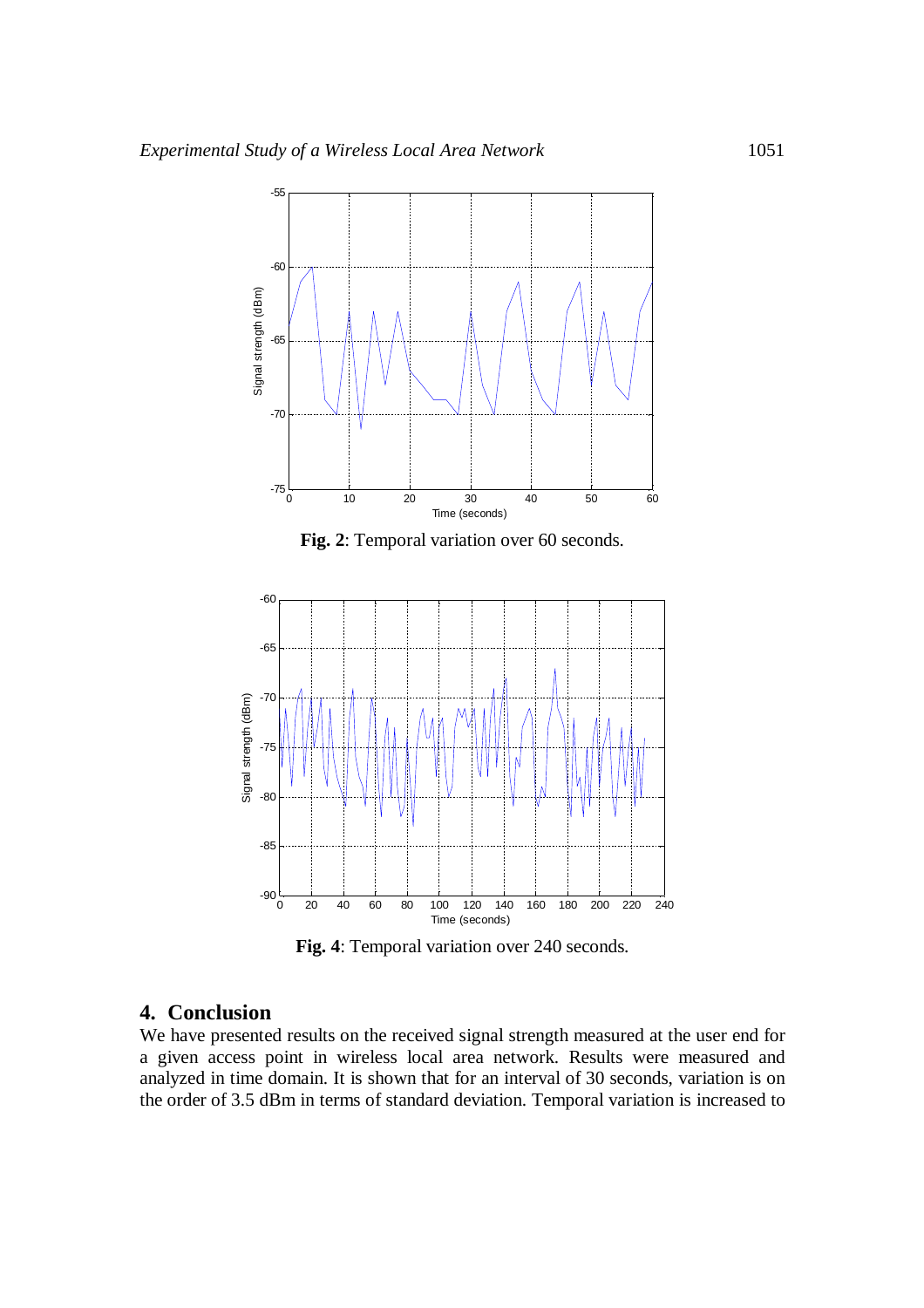**Fig. 2**: Temporal variation over 60 seconds.

**Fig. 4**: Temporal variation over 240 seconds.

## 4. Conclusion

We have presented results on the received signal strength measured at the user end for a given access point in wireless local area network. Results were measured and analyzed in time domain. It is shown that for an interval of 30 seconds, variation is on the order of 3.5 dBm in terms of standard deviation. Temporal variation is increased to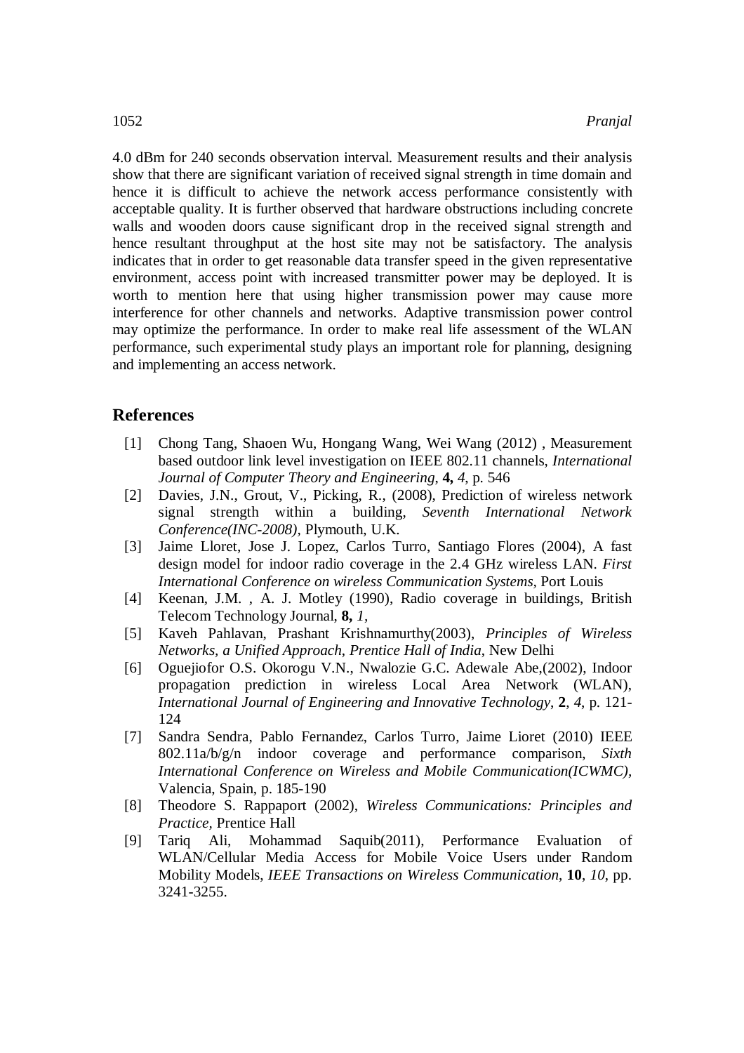4.0 dBm for 240 seconds observation interval. Measurement results and their analysis show that there are significant variation of received signal strength in time domain and hence it is difficult to achieve the network access performance consistently with acceptable quality. It is further observed that hardware obstructions including concrete walls and wooden doors cause significant drop in the received signal strength and hence resultant throughput at the host site may not be satisfactory. The analysis indicates that in order to get reasonable data transfer speed in the given representative environment, access point with increased transmitter power may be deployed. It is worth to mention here that using higher transmission power may cause more interference for other channels and networks. Adaptive transmission power control may optimize the performance. In order to make real life assessment of the WLAN performance, such experimental study plays an important role for planning, designing and implementing an access network.

## References

[1] Chong Tang, Shaoen Wu, Hongang Wang, Wei Wang (2012) , Measurement based outdoor link level investigation on IEEE 802.11 channels, *International Journal of Computer Theory and Engineering*, **4,** *4*, p. 546

[2] Davies, J.N., Grout, V., Picking, R., (2008), Prediction of wireless network signal strength within a building, *Seventh International Network Conference(INC-2008)*, Plymouth, U.K.

[3] Jaime Lloret, Jose J. Lopez, Carlos Turro, Santiago Flores (2004), A fast design model for indoor radio coverage in the 2.4 GHz wireless LAN. *First International Conference on wireless Communication Systems*, Port Louis

[4] Keenan, J.M. , A. J. Motley (1990), Radio coverage in buildings, British Telecom Technology Journal, **8,** *1*,

[5] Kaveh Pahlavan, Prashant Krishnamurthy(2003), *Principles of Wireless Networks, a Unified Approach*, *Prentice Hall of India*, New Delhi

[6] Oguejiofor O.S. Okorogu V.N., Nwalozie G.C. Adewale Abe,(2002), Indoor propagation prediction in wireless Local Area Network (WLAN), *International Journal of Engineering and Innovative Technology*, **2**, *4*, p. 121-124

[7] Sandra Sendra, Pablo Fernandez, Carlos Turro, Jaime Lioret (2010) IEEE 802.11a/b/g/n indoor coverage and performance comparison, *Sixth International Conference on Wireless and Mobile Communication(ICWMC)*, Valencia, Spain, p. 185-190

[8] Theodore S. Rappaport (2002), *Wireless Communications: Principles and Practice*, Prentice Hall

[9] Tariq Ali, Mohammad Saquib(2011), Performance Evaluation of WLAN/Cellular Media Access for Mobile Voice Users under Random Mobility Models, *IEEE Transactions on Wireless Communication*, **10**, *10*, pp. 3241-3255.